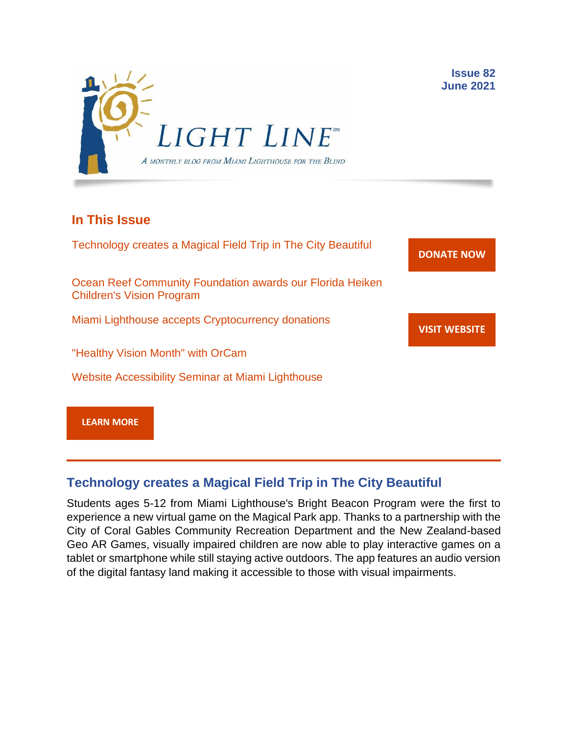# LIGHT LINE™

*A monthly blog from Miami Lighthouse for the Blind*

**Issue 82**
**June 2021**

## In This Issue

Technology creates a Magical Field Trip in The City Beautiful

Ocean Reef Community Foundation awards our Florida Heiken Children's Vision Program

Miami Lighthouse accepts Cryptocurrency donations

"Healthy Vision Month" with OrCam

Website Accessibility Seminar at Miami Lighthouse

**DONATE NOW**

**VISIT WEBSITE**

**LEARN MORE**

---

## Technology creates a Magical Field Trip in The City Beautiful

Students ages 5-12 from Miami Lighthouse's Bright Beacon Program were the first to experience a new virtual game on the Magical Park app. Thanks to a partnership with the City of Coral Gables Community Recreation Department and the New Zealand-based Geo AR Games, visually impaired children are now able to play interactive games on a tablet or smartphone while still staying active outdoors. The app features an audio version of the digital fantasy land making it accessible to those with visual impairments.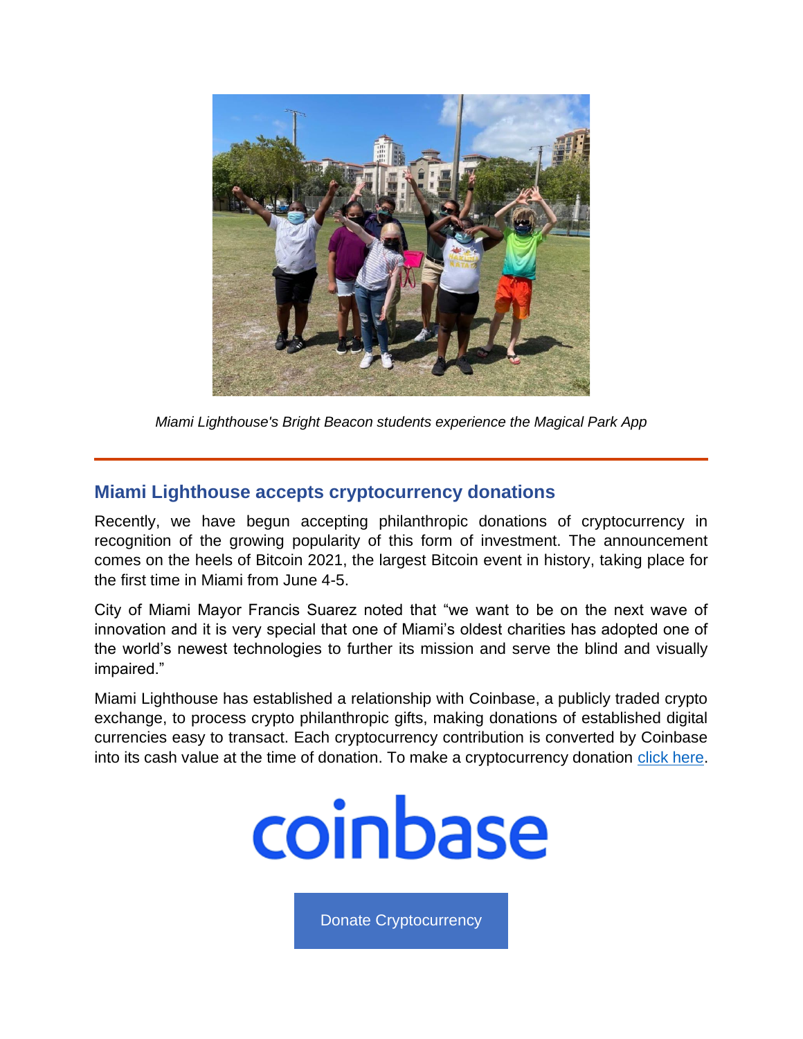*Miami Lighthouse's Bright Beacon students experience the Magical Park App*

---

## Miami Lighthouse accepts cryptocurrency donations

Recently, we have begun accepting philanthropic donations of cryptocurrency in recognition of the growing popularity of this form of investment. The announcement comes on the heels of Bitcoin 2021, the largest Bitcoin event in history, taking place for the first time in Miami from June 4-5.

City of Miami Mayor Francis Suarez noted that “we want to be on the next wave of innovation and it is very special that one of Miami’s oldest charities has adopted one of the world’s newest technologies to further its mission and serve the blind and visually impaired.”

Miami Lighthouse has established a relationship with Coinbase, a publicly traded crypto exchange, to process crypto philanthropic gifts, making donations of established digital currencies easy to transact. Each cryptocurrency contribution is converted by Coinbase into its cash value at the time of donation. To make a cryptocurrency donation click here.

coinbase

Donate Cryptocurrency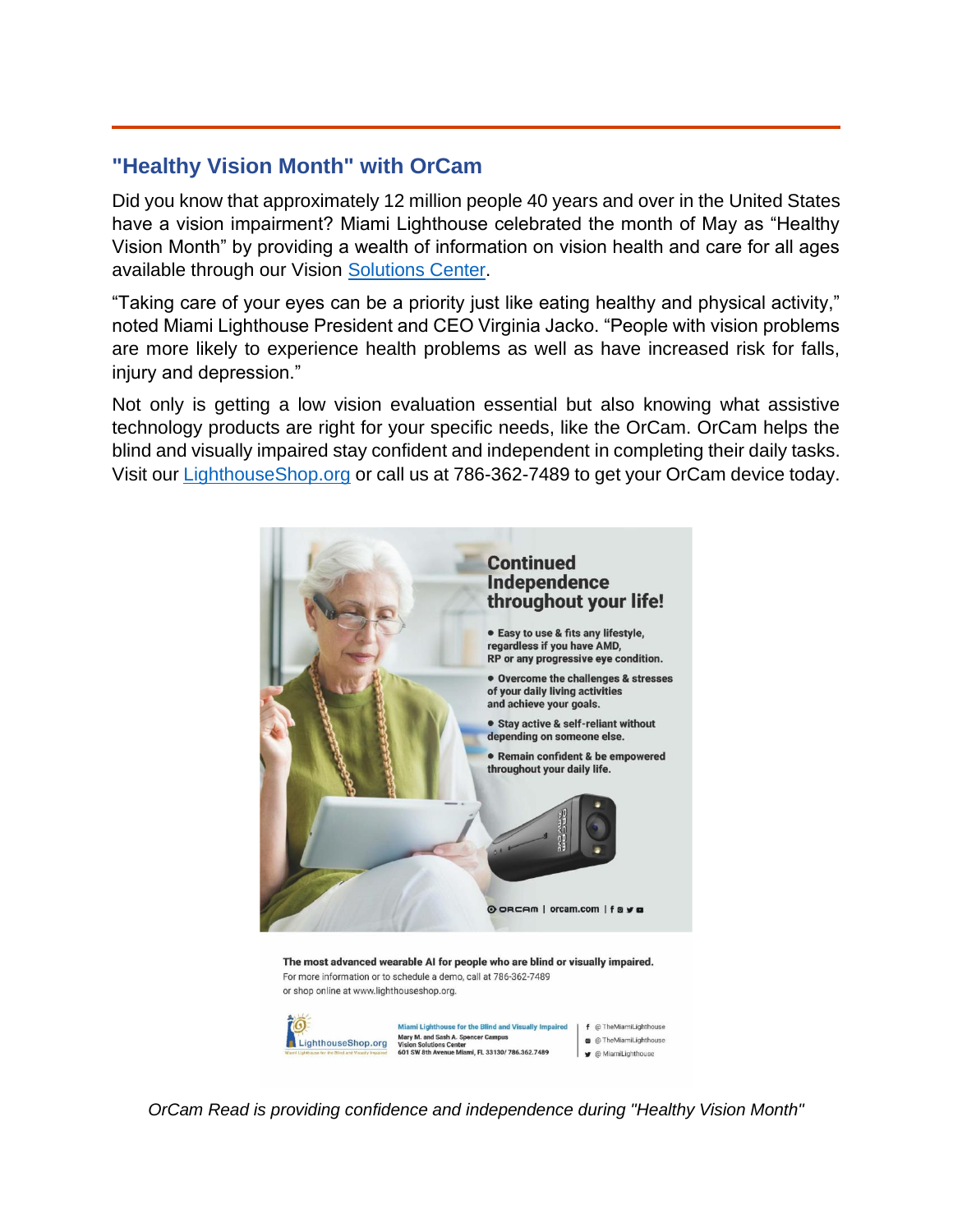## "Healthy Vision Month" with OrCam

Did you know that approximately 12 million people 40 years and over in the United States have a vision impairment? Miami Lighthouse celebrated the month of May as "Healthy Vision Month" by providing a wealth of information on vision health and care for all ages available through our Vision Solutions Center.

"Taking care of your eyes can be a priority just like eating healthy and physical activity," noted Miami Lighthouse President and CEO Virginia Jacko. "People with vision problems are more likely to experience health problems as well as have increased risk for falls, injury and depression."

Not only is getting a low vision evaluation essential but also knowing what assistive technology products are right for your specific needs, like the OrCam. OrCam helps the blind and visually impaired stay confident and independent in completing their daily tasks. Visit our LighthouseShop.org or call us at 786-362-7489 to get your OrCam device today.

**Continued Independence throughout your life!**

- Easy to use & fits any lifestyle, regardless if you have AMD, RP or any progressive eye condition.
- Overcome the challenges & stresses of your daily living activities and achieve your goals.
- Stay active & self-reliant without depending on someone else.
- Remain confident & be empowered throughout your daily life.

ORCAM | orcam.com

**The most advanced wearable AI for people who are blind or visually impaired.**
For more information or to schedule a demo, call at 786-362-7489 or shop online at www.lighthouseshop.org.

LighthouseShop.org

Miami Lighthouse for the Blind and Visually Impaired
Mary M. and Sash A. Spencer Campus
Vision Solutions Center
601 SW 8th Avenue Miami, FL 33130/ 786.362.7489

@TheMiamiLighthouse
@TheMiamiLighthouse
@MiamiLighthouse

*OrCam Read is providing confidence and independence during "Healthy Vision Month"*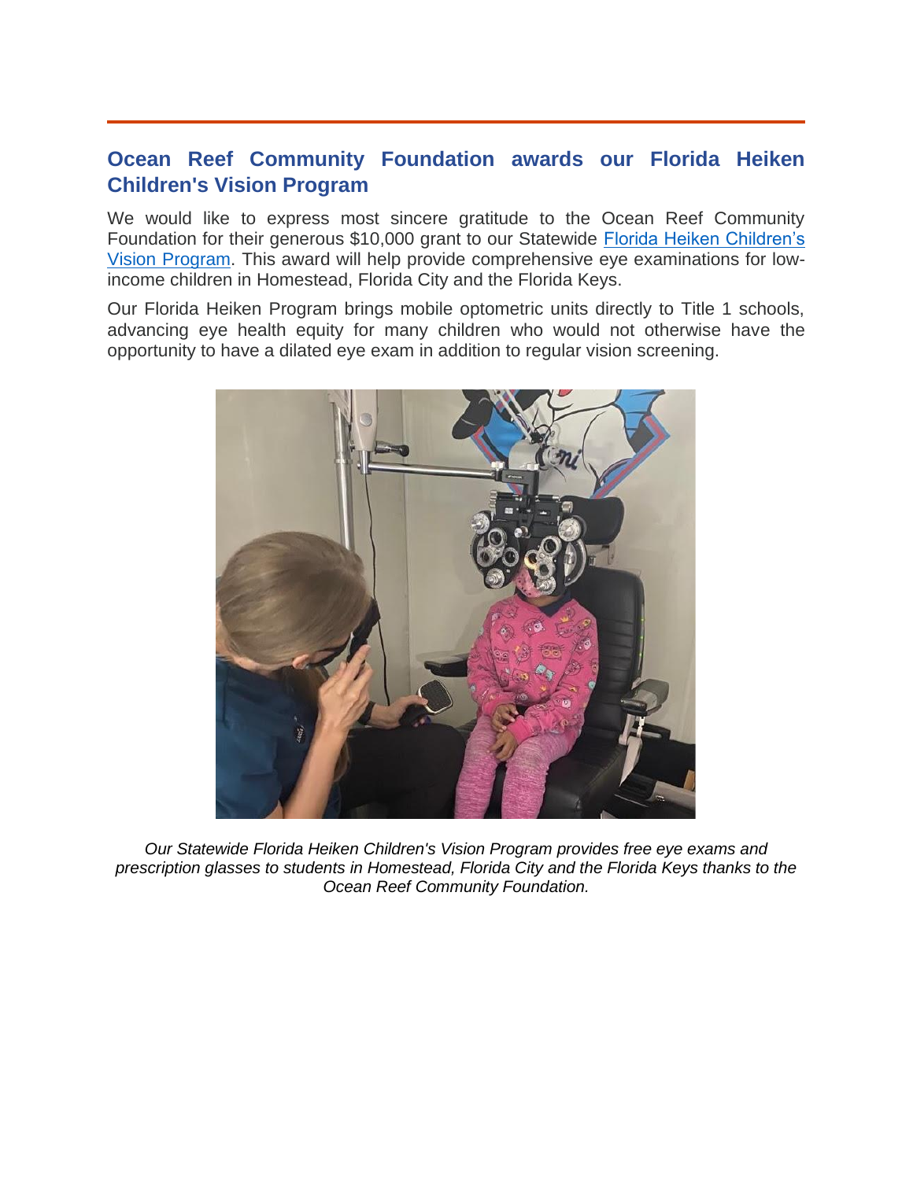## Ocean Reef Community Foundation awards our Florida Heiken Children's Vision Program

We would like to express most sincere gratitude to the Ocean Reef Community Foundation for their generous $10,000 grant to our Statewide Florida Heiken Children's Vision Program. This award will help provide comprehensive eye examinations for low-income children in Homestead, Florida City and the Florida Keys.

Our Florida Heiken Program brings mobile optometric units directly to Title 1 schools, advancing eye health equity for many children who would not otherwise have the opportunity to have a dilated eye exam in addition to regular vision screening.

*Our Statewide Florida Heiken Children's Vision Program provides free eye exams and prescription glasses to students in Homestead, Florida City and the Florida Keys thanks to the Ocean Reef Community Foundation.*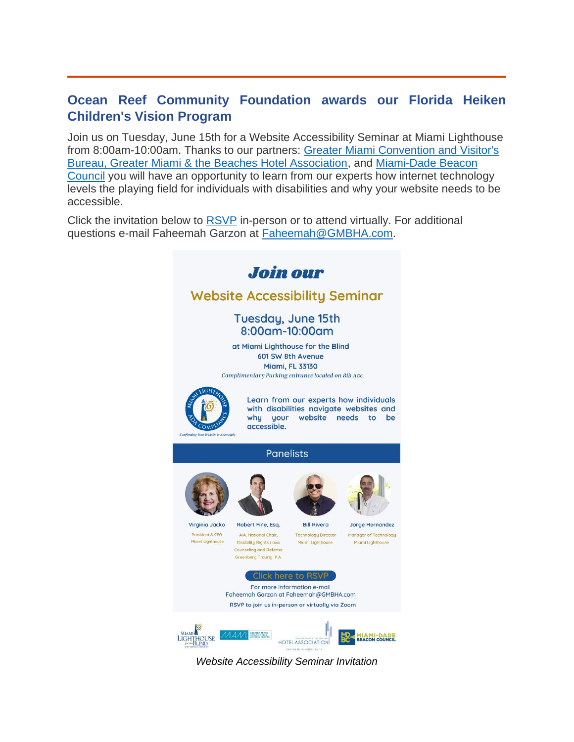## Ocean Reef Community Foundation awards our Florida Heiken Children's Vision Program

Join us on Tuesday, June 15th for a Website Accessibility Seminar at Miami Lighthouse from 8:00am-10:00am. Thanks to our partners: Greater Miami Convention and Visitor's Bureau, Greater Miami & the Beaches Hotel Association, and Miami-Dade Beacon Council you will have an opportunity to learn from our experts how internet technology levels the playing field for individuals with disabilities and why your website needs to be accessible.

Click the invitation below to RSVP in-person or to attend virtually. For additional questions e-mail Faheemah Garzon at Faheemah@GMBHA.com.

***Join our***

**Website Accessibility Seminar**

Tuesday, June 15th
8:00am-10:00am

at Miami Lighthouse for the Blind
601 SW 8th Avenue
Miami, FL 33130

*Complimentary Parking entrance located on 8th Ave.*

Learn from our experts how individuals with disabilities navigate websites and why your website needs to be accessible.

*Confirming Your Website is Accessible*

**Panelists**

- **Virginia Jacko** — President & CEO, Miami Lighthouse
- **Robert Fine, Esq.** — AIA, National Chair, Disability Rights Laws Counseling and Defense, Greenberg Traurig, P.A.
- **Bill Rivera** — Technology Director, Miami Lighthouse
- **Jorge Hernandez** — Manager of Technology, Miami Lighthouse

Click here to RSVP

For more information e-mail Faheemah Garzon at Faheemah@GMBHA.com

RSVP to join us in-person or virtually via Zoom

*Website Accessibility Seminar Invitation*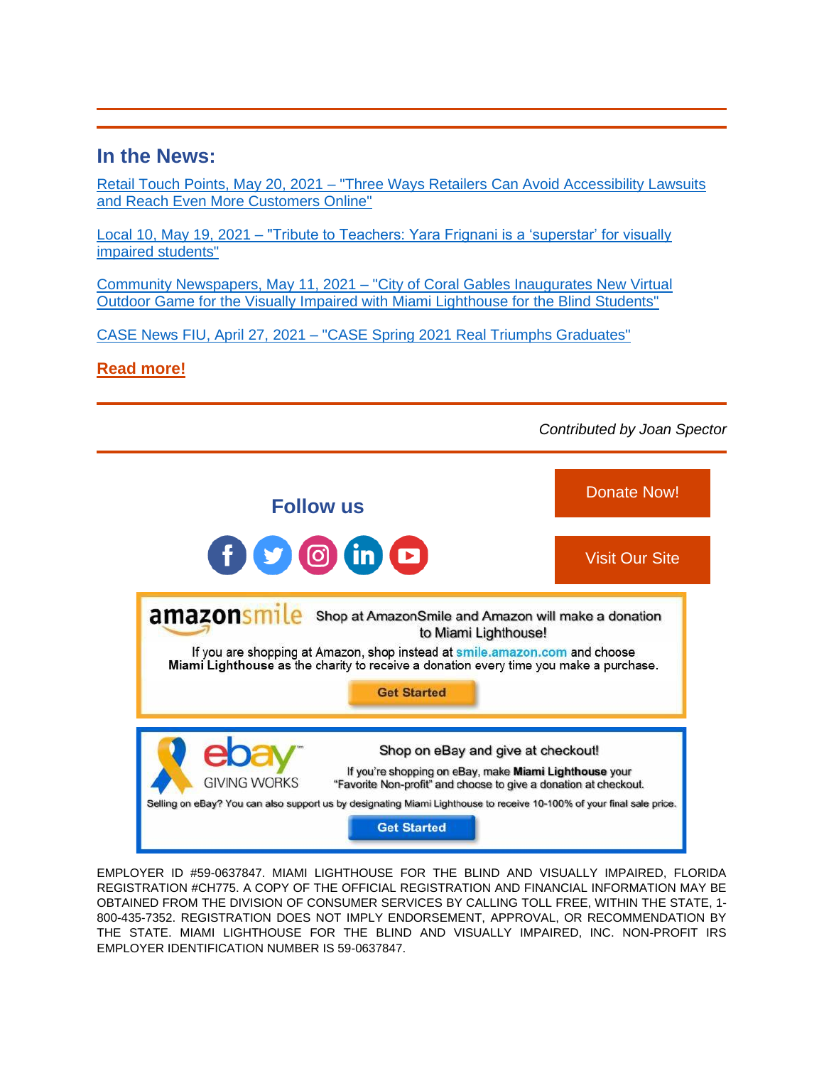## In the News:

Retail Touch Points, May 20, 2021 – "Three Ways Retailers Can Avoid Accessibility Lawsuits and Reach Even More Customers Online"

Local 10, May 19, 2021 – "Tribute to Teachers: Yara Frignani is a 'superstar' for visually impaired students"

Community Newspapers, May 11, 2021 – "City of Coral Gables Inaugurates New Virtual Outdoor Game for the Visually Impaired with Miami Lighthouse for the Blind Students"

CASE News FIU, April 27, 2021 – "CASE Spring 2021 Real Triumphs Graduates"

**Read more!**

*Contributed by Joan Spector*

**Follow us**

Donate Now!

Visit Our Site

amazonsmile Shop at AmazonSmile and Amazon will make a donation to Miami Lighthouse!

If you are shopping at Amazon, shop instead at smile.amazon.com and choose **Miami Lighthouse** as the charity to receive a donation every time you make a purchase.

Get Started

ebay GIVING WORKS

Shop on eBay and give at checkout!

If you're shopping on eBay, make **Miami Lighthouse** your "Favorite Non-profit" and choose to give a donation at checkout.

Selling on eBay? You can also support us by designating Miami Lighthouse to receive 10-100% of your final sale price.

Get Started

EMPLOYER ID #59-0637847. MIAMI LIGHTHOUSE FOR THE BLIND AND VISUALLY IMPAIRED, FLORIDA REGISTRATION #CH775. A COPY OF THE OFFICIAL REGISTRATION AND FINANCIAL INFORMATION MAY BE OBTAINED FROM THE DIVISION OF CONSUMER SERVICES BY CALLING TOLL FREE, WITHIN THE STATE, 1-800-435-7352. REGISTRATION DOES NOT IMPLY ENDORSEMENT, APPROVAL, OR RECOMMENDATION BY THE STATE. MIAMI LIGHTHOUSE FOR THE BLIND AND VISUALLY IMPAIRED, INC. NON-PROFIT IRS EMPLOYER IDENTIFICATION NUMBER IS 59-0637847.